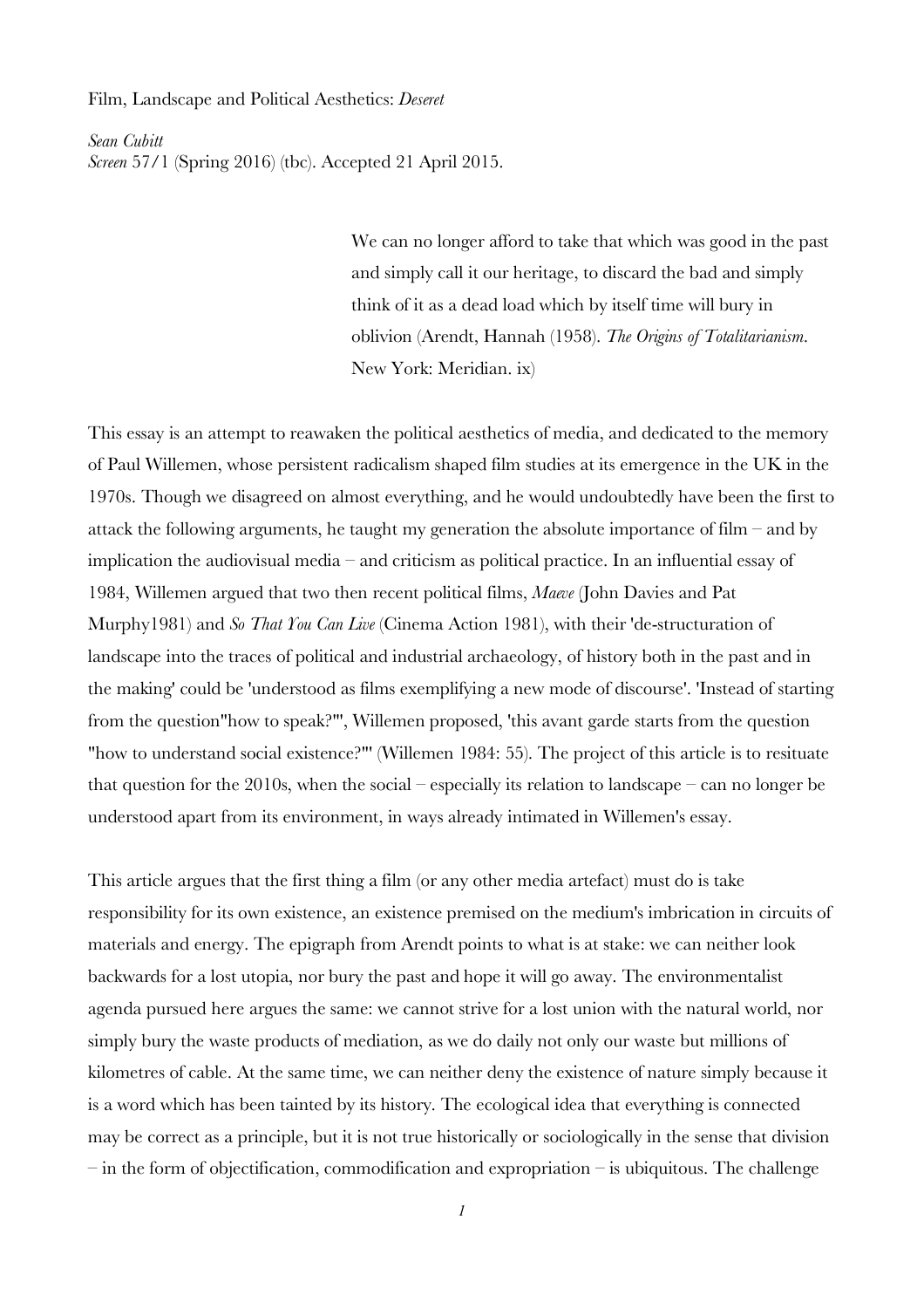Film, Landscape and Political Aesthetics: *Deseret*

*Sean Cubitt*
*Screen* 57/1 (Spring 2016) (tbc). Accepted 21 April 2015.

> We can no longer afford to take that which was good in the past and simply call it our heritage, to discard the bad and simply think of it as a dead load which by itself time will bury in oblivion (Arendt, Hannah (1958). *The Origins of Totalitarianism*. New York: Meridian. ix)

This essay is an attempt to reawaken the political aesthetics of media, and dedicated to the memory of Paul Willemen, whose persistent radicalism shaped film studies at its emergence in the UK in the 1970s. Though we disagreed on almost everything, and he would undoubtedly have been the first to attack the following arguments, he taught my generation the absolute importance of film – and by implication the audiovisual media – and criticism as political practice. In an influential essay of 1984, Willemen argued that two then recent political films, *Maeve* (John Davies and Pat Murphy1981) and *So That You Can Live* (Cinema Action 1981), with their 'de-structuration of landscape into the traces of political and industrial archaeology, of history both in the past and in the making' could be 'understood as films exemplifying a new mode of discourse'. 'Instead of starting from the question"how to speak?"', Willemen proposed, 'this avant garde starts from the question "how to understand social existence?"' (Willemen 1984: 55). The project of this article is to resituate that question for the 2010s, when the social – especially its relation to landscape – can no longer be understood apart from its environment, in ways already intimated in Willemen's essay.

This article argues that the first thing a film (or any other media artefact) must do is take responsibility for its own existence, an existence premised on the medium's imbrication in circuits of materials and energy. The epigraph from Arendt points to what is at stake: we can neither look backwards for a lost utopia, nor bury the past and hope it will go away. The environmentalist agenda pursued here argues the same: we cannot strive for a lost union with the natural world, nor simply bury the waste products of mediation, as we do daily not only our waste but millions of kilometres of cable. At the same time, we can neither deny the existence of nature simply because it is a word which has been tainted by its history. The ecological idea that everything is connected may be correct as a principle, but it is not true historically or sociologically in the sense that division – in the form of objectification, commodification and expropriation – is ubiquitous. The challenge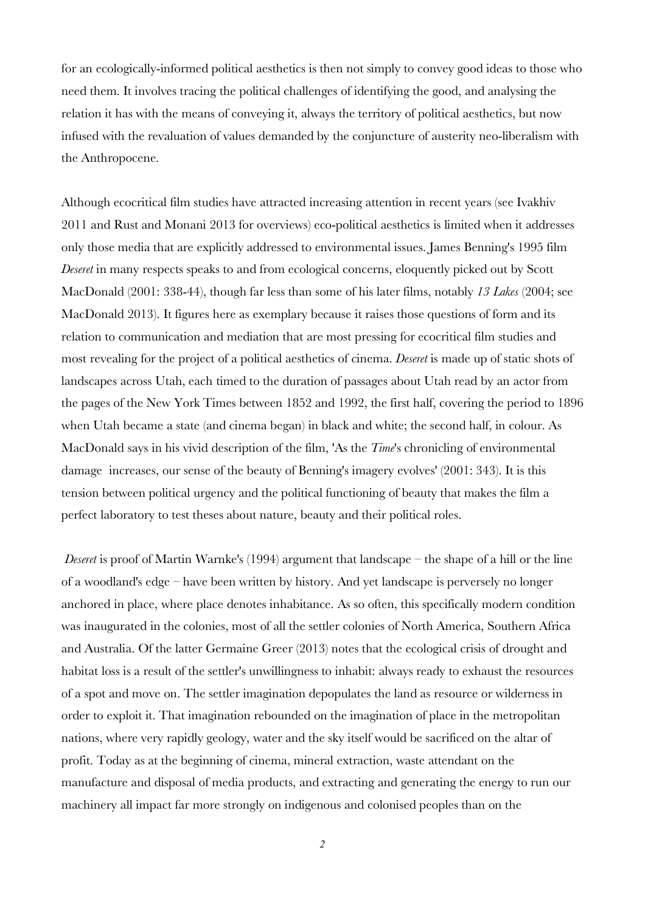for an ecologically-informed political aesthetics is then not simply to convey good ideas to those who need them. It involves tracing the political challenges of identifying the good, and analysing the relation it has with the means of conveying it, always the territory of political aesthetics, but now infused with the revaluation of values demanded by the conjuncture of austerity neo-liberalism with the Anthropocene.

Although ecocritical film studies have attracted increasing attention in recent years (see Ivakhiv 2011 and Rust and Monani 2013 for overviews) eco-political aesthetics is limited when it addresses only those media that are explicitly addressed to environmental issues. James Benning's 1995 film *Deseret* in many respects speaks to and from ecological concerns, eloquently picked out by Scott MacDonald (2001: 338-44), though far less than some of his later films, notably *13 Lakes* (2004; see MacDonald 2013). It figures here as exemplary because it raises those questions of form and its relation to communication and mediation that are most pressing for ecocritical film studies and most revealing for the project of a political aesthetics of cinema. *Deseret* is made up of static shots of landscapes across Utah, each timed to the duration of passages about Utah read by an actor from the pages of the New York Times between 1852 and 1992, the first half, covering the period to 1896 when Utah became a state (and cinema began) in black and white; the second half, in colour. As MacDonald says in his vivid description of the film, 'As the *Time*'s chronicling of environmental damage increases, our sense of the beauty of Benning's imagery evolves' (2001: 343). It is this tension between political urgency and the political functioning of beauty that makes the film a perfect laboratory to test theses about nature, beauty and their political roles.

*Deseret* is proof of Martin Warnke's (1994) argument that landscape – the shape of a hill or the line of a woodland's edge – have been written by history. And yet landscape is perversely no longer anchored in place, where place denotes inhabitance. As so often, this specifically modern condition was inaugurated in the colonies, most of all the settler colonies of North America, Southern Africa and Australia. Of the latter Germaine Greer (2013) notes that the ecological crisis of drought and habitat loss is a result of the settler's unwillingness to inhabit: always ready to exhaust the resources of a spot and move on. The settler imagination depopulates the land as resource or wilderness in order to exploit it. That imagination rebounded on the imagination of place in the metropolitan nations, where very rapidly geology, water and the sky itself would be sacrificed on the altar of profit. Today as at the beginning of cinema, mineral extraction, waste attendant on the manufacture and disposal of media products, and extracting and generating the energy to run our machinery all impact far more strongly on indigenous and colonised peoples than on the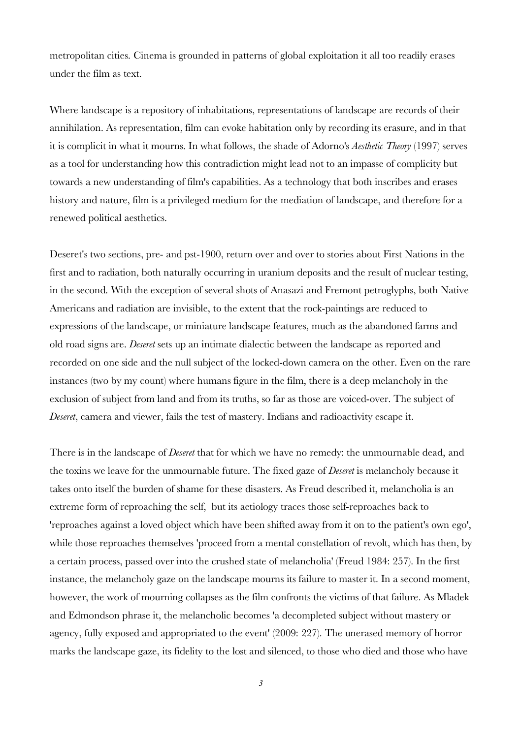metropolitan cities. Cinema is grounded in patterns of global exploitation it all too readily erases under the film as text.

Where landscape is a repository of inhabitations, representations of landscape are records of their annihilation. As representation, film can evoke habitation only by recording its erasure, and in that it is complicit in what it mourns. In what follows, the shade of Adorno's *Aesthetic Theory* (1997) serves as a tool for understanding how this contradiction might lead not to an impasse of complicity but towards a new understanding of film's capabilities. As a technology that both inscribes and erases history and nature, film is a privileged medium for the mediation of landscape, and therefore for a renewed political aesthetics.

Deseret's two sections, pre- and pst-1900, return over and over to stories about First Nations in the first and to radiation, both naturally occurring in uranium deposits and the result of nuclear testing, in the second. With the exception of several shots of Anasazi and Fremont petroglyphs, both Native Americans and radiation are invisible, to the extent that the rock-paintings are reduced to expressions of the landscape, or miniature landscape features, much as the abandoned farms and old road signs are. *Deseret* sets up an intimate dialectic between the landscape as reported and recorded on one side and the null subject of the locked-down camera on the other. Even on the rare instances (two by my count) where humans figure in the film, there is a deep melancholy in the exclusion of subject from land and from its truths, so far as those are voiced-over. The subject of *Deseret*, camera and viewer, fails the test of mastery. Indians and radioactivity escape it.

There is in the landscape of *Deseret* that for which we have no remedy: the unmournable dead, and the toxins we leave for the unmournable future. The fixed gaze of *Deseret* is melancholy because it takes onto itself the burden of shame for these disasters. As Freud described it, melancholia is an extreme form of reproaching the self, but its aetiology traces those self-reproaches back to 'reproaches against a loved object which have been shifted away from it on to the patient's own ego', while those reproaches themselves 'proceed from a mental constellation of revolt, which has then, by a certain process, passed over into the crushed state of melancholia' (Freud 1984: 257). In the first instance, the melancholy gaze on the landscape mourns its failure to master it. In a second moment, however, the work of mourning collapses as the film confronts the victims of that failure. As Mladek and Edmondson phrase it, the melancholic becomes 'a decompleted subject without mastery or agency, fully exposed and appropriated to the event' (2009: 227). The unerased memory of horror marks the landscape gaze, its fidelity to the lost and silenced, to those who died and those who have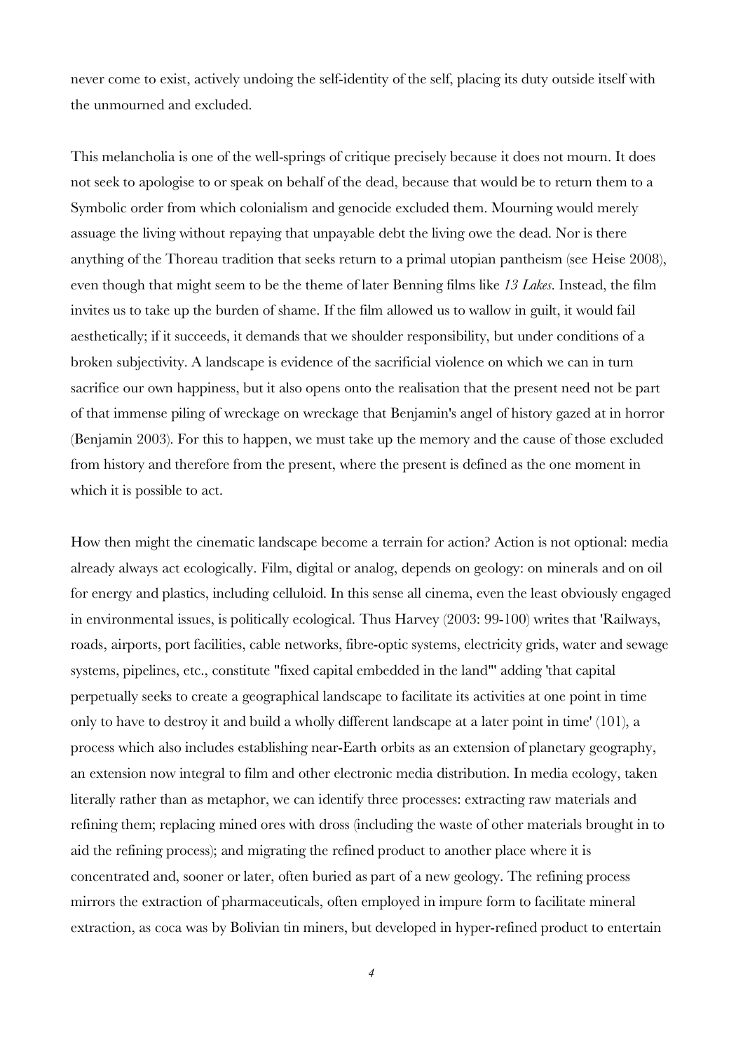never come to exist, actively undoing the self-identity of the self, placing its duty outside itself with the unmourned and excluded.

This melancholia is one of the well-springs of critique precisely because it does not mourn. It does not seek to apologise to or speak on behalf of the dead, because that would be to return them to a Symbolic order from which colonialism and genocide excluded them. Mourning would merely assuage the living without repaying that unpayable debt the living owe the dead. Nor is there anything of the Thoreau tradition that seeks return to a primal utopian pantheism (see Heise 2008), even though that might seem to be the theme of later Benning films like *13 Lakes*. Instead, the film invites us to take up the burden of shame. If the film allowed us to wallow in guilt, it would fail aesthetically; if it succeeds, it demands that we shoulder responsibility, but under conditions of a broken subjectivity. A landscape is evidence of the sacrificial violence on which we can in turn sacrifice our own happiness, but it also opens onto the realisation that the present need not be part of that immense piling of wreckage on wreckage that Benjamin's angel of history gazed at in horror (Benjamin 2003). For this to happen, we must take up the memory and the cause of those excluded from history and therefore from the present, where the present is defined as the one moment in which it is possible to act.

How then might the cinematic landscape become a terrain for action? Action is not optional: media already always act ecologically. Film, digital or analog, depends on geology: on minerals and on oil for energy and plastics, including celluloid. In this sense all cinema, even the least obviously engaged in environmental issues, is politically ecological. Thus Harvey (2003: 99-100) writes that 'Railways, roads, airports, port facilities, cable networks, fibre-optic systems, electricity grids, water and sewage systems, pipelines, etc., constitute "fixed capital embedded in the land"' adding 'that capital perpetually seeks to create a geographical landscape to facilitate its activities at one point in time only to have to destroy it and build a wholly different landscape at a later point in time' (101), a process which also includes establishing near-Earth orbits as an extension of planetary geography, an extension now integral to film and other electronic media distribution. In media ecology, taken literally rather than as metaphor, we can identify three processes: extracting raw materials and refining them; replacing mined ores with dross (including the waste of other materials brought in to aid the refining process); and migrating the refined product to another place where it is concentrated and, sooner or later, often buried as part of a new geology. The refining process mirrors the extraction of pharmaceuticals, often employed in impure form to facilitate mineral extraction, as coca was by Bolivian tin miners, but developed in hyper-refined product to entertain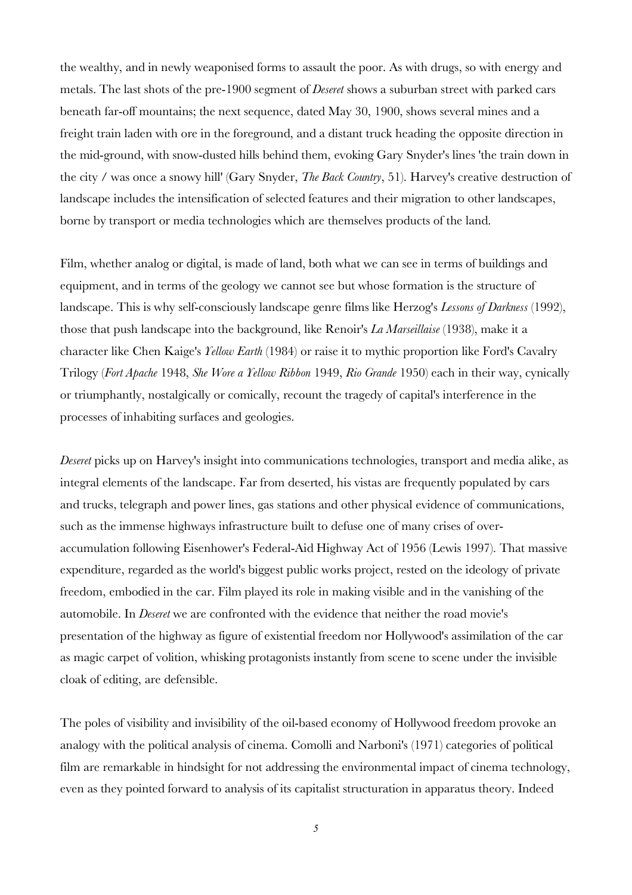the wealthy, and in newly weaponised forms to assault the poor. As with drugs, so with energy and metals. The last shots of the pre-1900 segment of *Deseret* shows a suburban street with parked cars beneath far-off mountains; the next sequence, dated May 30, 1900, shows several mines and a freight train laden with ore in the foreground, and a distant truck heading the opposite direction in the mid-ground, with snow-dusted hills behind them, evoking Gary Snyder's lines 'the train down in the city / was once a snowy hill' (Gary Snyder, *The Back Country*, 51). Harvey's creative destruction of landscape includes the intensification of selected features and their migration to other landscapes, borne by transport or media technologies which are themselves products of the land.

Film, whether analog or digital, is made of land, both what we can see in terms of buildings and equipment, and in terms of the geology we cannot see but whose formation is the structure of landscape. This is why self-consciously landscape genre films like Herzog's *Lessons of Darkness* (1992), those that push landscape into the background, like Renoir's *La Marseillaise* (1938), make it a character like Chen Kaige's *Yellow Earth* (1984) or raise it to mythic proportion like Ford's Cavalry Trilogy (*Fort Apache* 1948, *She Wore a Yellow Ribbon* 1949, *Rio Grande* 1950) each in their way, cynically or triumphantly, nostalgically or comically, recount the tragedy of capital's interference in the processes of inhabiting surfaces and geologies.

*Deseret* picks up on Harvey's insight into communications technologies, transport and media alike, as integral elements of the landscape. Far from deserted, his vistas are frequently populated by cars and trucks, telegraph and power lines, gas stations and other physical evidence of communications, such as the immense highways infrastructure built to defuse one of many crises of over-accumulation following Eisenhower's Federal-Aid Highway Act of 1956 (Lewis 1997). That massive expenditure, regarded as the world's biggest public works project, rested on the ideology of private freedom, embodied in the car. Film played its role in making visible and in the vanishing of the automobile. In *Deseret* we are confronted with the evidence that neither the road movie's presentation of the highway as figure of existential freedom nor Hollywood's assimilation of the car as magic carpet of volition, whisking protagonists instantly from scene to scene under the invisible cloak of editing, are defensible.

The poles of visibility and invisibility of the oil-based economy of Hollywood freedom provoke an analogy with the political analysis of cinema. Comolli and Narboni's (1971) categories of political film are remarkable in hindsight for not addressing the environmental impact of cinema technology, even as they pointed forward to analysis of its capitalist structuration in apparatus theory. Indeed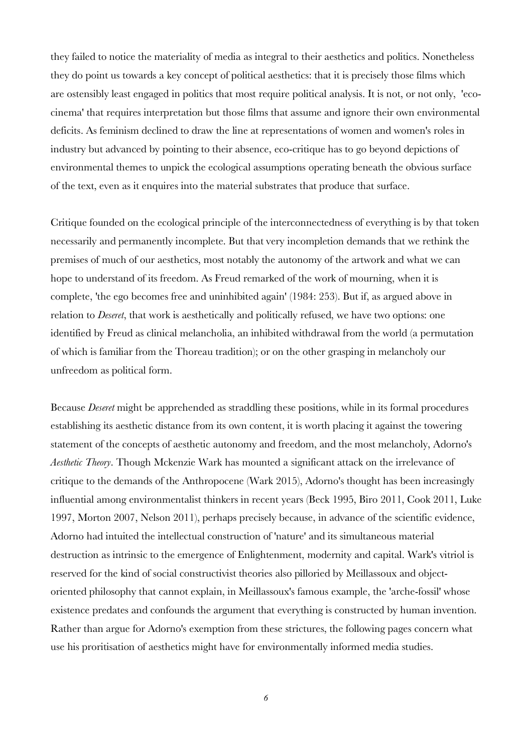they failed to notice the materiality of media as integral to their aesthetics and politics. Nonetheless they do point us towards a key concept of political aesthetics: that it is precisely those films which are ostensibly least engaged in politics that most require political analysis. It is not, or not only, 'eco-cinema' that requires interpretation but those films that assume and ignore their own environmental deficits. As feminism declined to draw the line at representations of women and women's roles in industry but advanced by pointing to their absence, eco-critique has to go beyond depictions of environmental themes to unpick the ecological assumptions operating beneath the obvious surface of the text, even as it enquires into the material substrates that produce that surface.

Critique founded on the ecological principle of the interconnectedness of everything is by that token necessarily and permanently incomplete. But that very incompletion demands that we rethink the premises of much of our aesthetics, most notably the autonomy of the artwork and what we can hope to understand of its freedom. As Freud remarked of the work of mourning, when it is complete, 'the ego becomes free and uninhibited again' (1984: 253). But if, as argued above in relation to *Deseret*, that work is aesthetically and politically refused, we have two options: one identified by Freud as clinical melancholia, an inhibited withdrawal from the world (a permutation of which is familiar from the Thoreau tradition); or on the other grasping in melancholy our unfreedom as political form.

Because *Deseret* might be apprehended as straddling these positions, while in its formal procedures establishing its aesthetic distance from its own content, it is worth placing it against the towering statement of the concepts of aesthetic autonomy and freedom, and the most melancholy, Adorno's *Aesthetic Theory*. Though Mckenzie Wark has mounted a significant attack on the irrelevance of critique to the demands of the Anthropocene (Wark 2015), Adorno's thought has been increasingly influential among environmentalist thinkers in recent years (Beck 1995, Biro 2011, Cook 2011, Luke 1997, Morton 2007, Nelson 2011), perhaps precisely because, in advance of the scientific evidence, Adorno had intuited the intellectual construction of 'nature' and its simultaneous material destruction as intrinsic to the emergence of Enlightenment, modernity and capital. Wark's vitriol is reserved for the kind of social constructivist theories also pilloried by Meillassoux and object-oriented philosophy that cannot explain, in Meillassoux's famous example, the 'arche-fossil' whose existence predates and confounds the argument that everything is constructed by human invention. Rather than argue for Adorno's exemption from these strictures, the following pages concern what use his proritisation of aesthetics might have for environmentally informed media studies.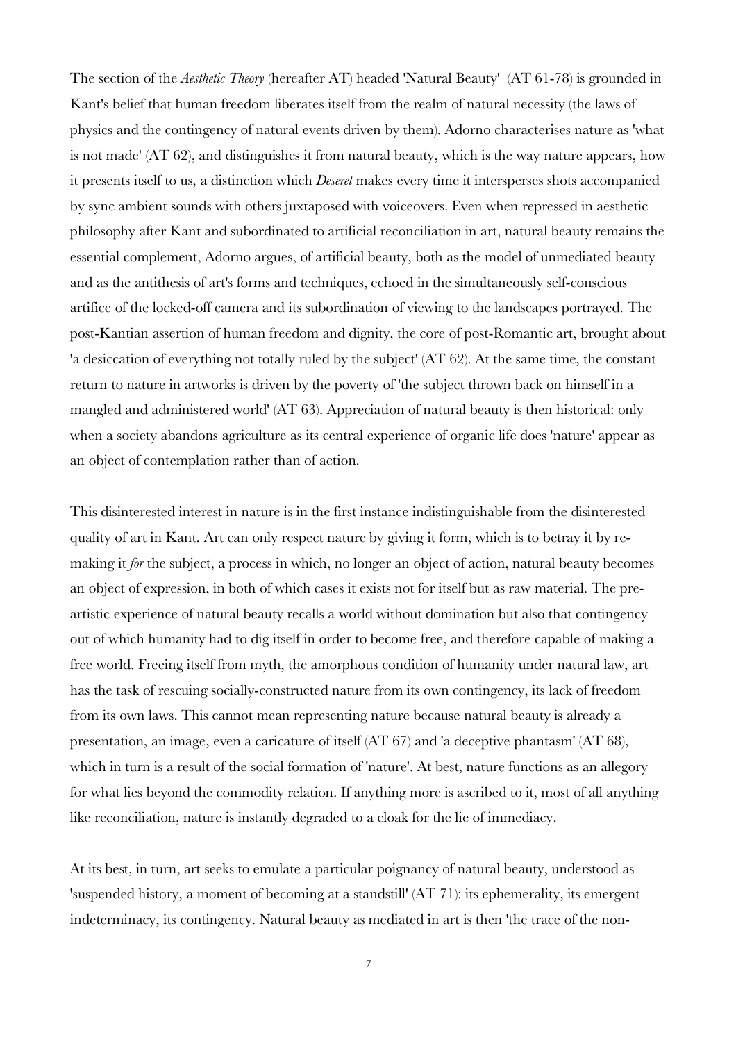The section of the *Aesthetic Theory* (hereafter AT) headed 'Natural Beauty' (AT 61-78) is grounded in Kant's belief that human freedom liberates itself from the realm of natural necessity (the laws of physics and the contingency of natural events driven by them). Adorno characterises nature as 'what is not made' (AT 62), and distinguishes it from natural beauty, which is the way nature appears, how it presents itself to us, a distinction which *Deseret* makes every time it intersperses shots accompanied by sync ambient sounds with others juxtaposed with voiceovers. Even when repressed in aesthetic philosophy after Kant and subordinated to artificial reconciliation in art, natural beauty remains the essential complement, Adorno argues, of artificial beauty, both as the model of unmediated beauty and as the antithesis of art's forms and techniques, echoed in the simultaneously self-conscious artifice of the locked-off camera and its subordination of viewing to the landscapes portrayed. The post-Kantian assertion of human freedom and dignity, the core of post-Romantic art, brought about 'a desiccation of everything not totally ruled by the subject' (AT 62). At the same time, the constant return to nature in artworks is driven by the poverty of 'the subject thrown back on himself in a mangled and administered world' (AT 63). Appreciation of natural beauty is then historical: only when a society abandons agriculture as its central experience of organic life does 'nature' appear as an object of contemplation rather than of action.

This disinterested interest in nature is in the first instance indistinguishable from the disinterested quality of art in Kant. Art can only respect nature by giving it form, which is to betray it by re-making it *for* the subject, a process in which, no longer an object of action, natural beauty becomes an object of expression, in both of which cases it exists not for itself but as raw material. The pre-artistic experience of natural beauty recalls a world without domination but also that contingency out of which humanity had to dig itself in order to become free, and therefore capable of making a free world. Freeing itself from myth, the amorphous condition of humanity under natural law, art has the task of rescuing socially-constructed nature from its own contingency, its lack of freedom from its own laws. This cannot mean representing nature because natural beauty is already a presentation, an image, even a caricature of itself (AT 67) and 'a deceptive phantasm' (AT 68), which in turn is a result of the social formation of 'nature'. At best, nature functions as an allegory for what lies beyond the commodity relation. If anything more is ascribed to it, most of all anything like reconciliation, nature is instantly degraded to a cloak for the lie of immediacy.

At its best, in turn, art seeks to emulate a particular poignancy of natural beauty, understood as 'suspended history, a moment of becoming at a standstill' (AT 71): its ephemerality, its emergent indeterminacy, its contingency. Natural beauty as mediated in art is then 'the trace of the non-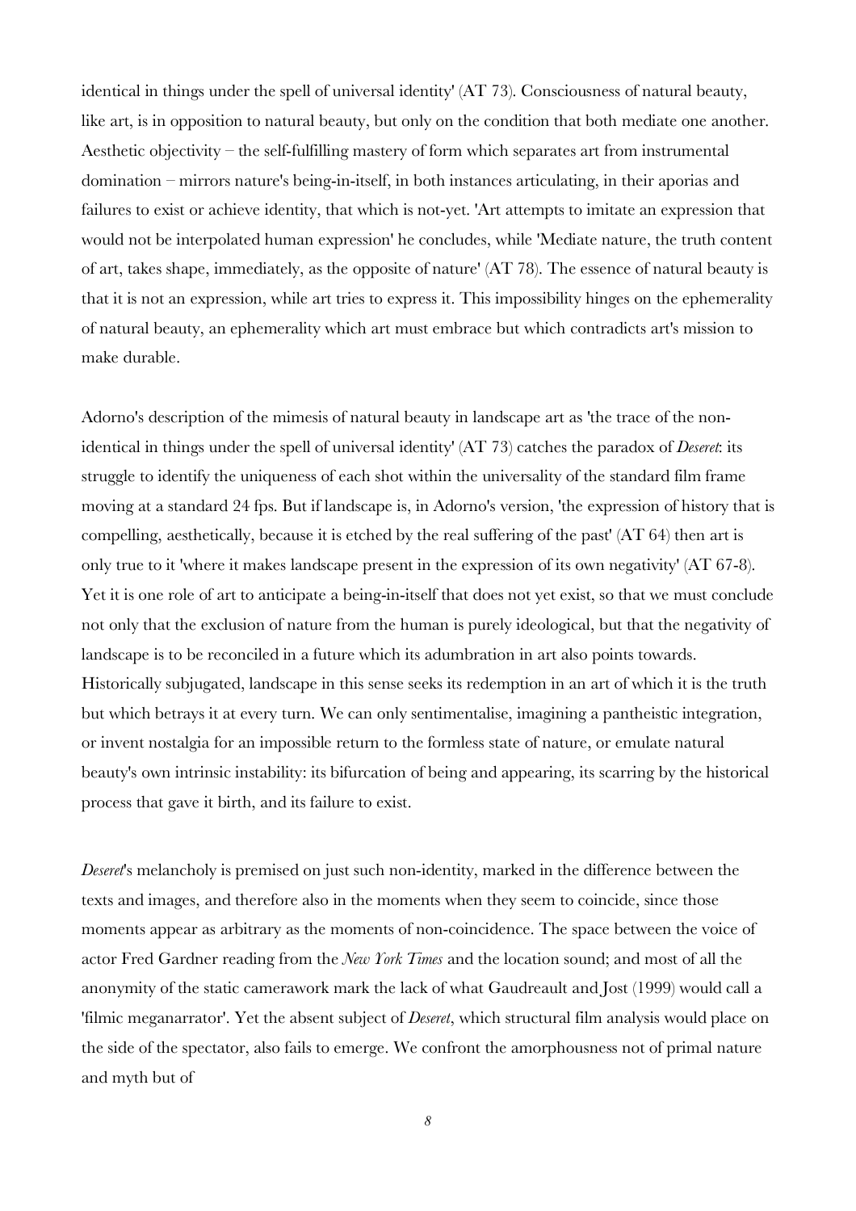identical in things under the spell of universal identity' (AT 73). Consciousness of natural beauty, like art, is in opposition to natural beauty, but only on the condition that both mediate one another. Aesthetic objectivity – the self-fulfilling mastery of form which separates art from instrumental domination – mirrors nature's being-in-itself, in both instances articulating, in their aporias and failures to exist or achieve identity, that which is not-yet. 'Art attempts to imitate an expression that would not be interpolated human expression' he concludes, while 'Mediate nature, the truth content of art, takes shape, immediately, as the opposite of nature' (AT 78). The essence of natural beauty is that it is not an expression, while art tries to express it. This impossibility hinges on the ephemerality of natural beauty, an ephemerality which art must embrace but which contradicts art's mission to make durable.

Adorno's description of the mimesis of natural beauty in landscape art as 'the trace of the non-identical in things under the spell of universal identity' (AT 73) catches the paradox of *Deseret*: its struggle to identify the uniqueness of each shot within the universality of the standard film frame moving at a standard 24 fps. But if landscape is, in Adorno's version, 'the expression of history that is compelling, aesthetically, because it is etched by the real suffering of the past' (AT 64) then art is only true to it 'where it makes landscape present in the expression of its own negativity' (AT 67-8). Yet it is one role of art to anticipate a being-in-itself that does not yet exist, so that we must conclude not only that the exclusion of nature from the human is purely ideological, but that the negativity of landscape is to be reconciled in a future which its adumbration in art also points towards. Historically subjugated, landscape in this sense seeks its redemption in an art of which it is the truth but which betrays it at every turn. We can only sentimentalise, imagining a pantheistic integration, or invent nostalgia for an impossible return to the formless state of nature, or emulate natural beauty's own intrinsic instability: its bifurcation of being and appearing, its scarring by the historical process that gave it birth, and its failure to exist.

*Deseret*'s melancholy is premised on just such non-identity, marked in the difference between the texts and images, and therefore also in the moments when they seem to coincide, since those moments appear as arbitrary as the moments of non-coincidence. The space between the voice of actor Fred Gardner reading from the *New York Times* and the location sound; and most of all the anonymity of the static camerawork mark the lack of what Gaudreault and Jost (1999) would call a 'filmic meganarrator'. Yet the absent subject of *Deseret*, which structural film analysis would place on the side of the spectator, also fails to emerge. We confront the amorphousness not of primal nature and myth but of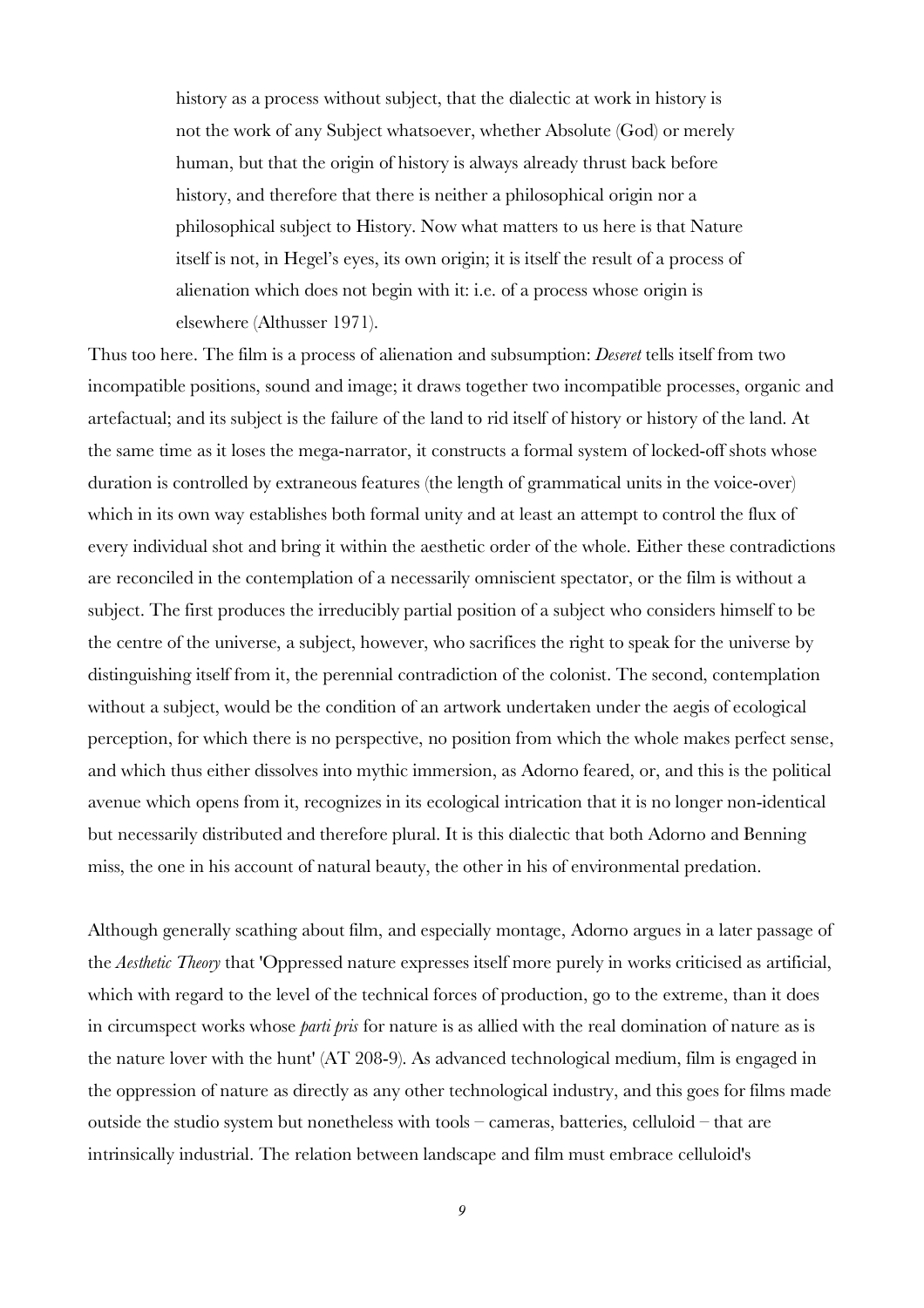> history as a process without subject, that the dialectic at work in history is not the work of any Subject whatsoever, whether Absolute (God) or merely human, but that the origin of history is always already thrust back before history, and therefore that there is neither a philosophical origin nor a philosophical subject to History. Now what matters to us here is that Nature itself is not, in Hegel's eyes, its own origin; it is itself the result of a process of alienation which does not begin with it: i.e. of a process whose origin is elsewhere (Althusser 1971).

Thus too here. The film is a process of alienation and subsumption: *Deseret* tells itself from two incompatible positions, sound and image; it draws together two incompatible processes, organic and artefactual; and its subject is the failure of the land to rid itself of history or history of the land. At the same time as it loses the mega-narrator, it constructs a formal system of locked-off shots whose duration is controlled by extraneous features (the length of grammatical units in the voice-over) which in its own way establishes both formal unity and at least an attempt to control the flux of every individual shot and bring it within the aesthetic order of the whole. Either these contradictions are reconciled in the contemplation of a necessarily omniscient spectator, or the film is without a subject. The first produces the irreducibly partial position of a subject who considers himself to be the centre of the universe, a subject, however, who sacrifices the right to speak for the universe by distinguishing itself from it, the perennial contradiction of the colonist. The second, contemplation without a subject, would be the condition of an artwork undertaken under the aegis of ecological perception, for which there is no perspective, no position from which the whole makes perfect sense, and which thus either dissolves into mythic immersion, as Adorno feared, or, and this is the political avenue which opens from it, recognizes in its ecological intrication that it is no longer non-identical but necessarily distributed and therefore plural. It is this dialectic that both Adorno and Benning miss, the one in his account of natural beauty, the other in his of environmental predation.

Although generally scathing about film, and especially montage, Adorno argues in a later passage of the *Aesthetic Theory* that 'Oppressed nature expresses itself more purely in works criticised as artificial, which with regard to the level of the technical forces of production, go to the extreme, than it does in circumspect works whose *parti pris* for nature is as allied with the real domination of nature as is the nature lover with the hunt' (AT 208-9). As advanced technological medium, film is engaged in the oppression of nature as directly as any other technological industry, and this goes for films made outside the studio system but nonetheless with tools – cameras, batteries, celluloid – that are intrinsically industrial. The relation between landscape and film must embrace celluloid's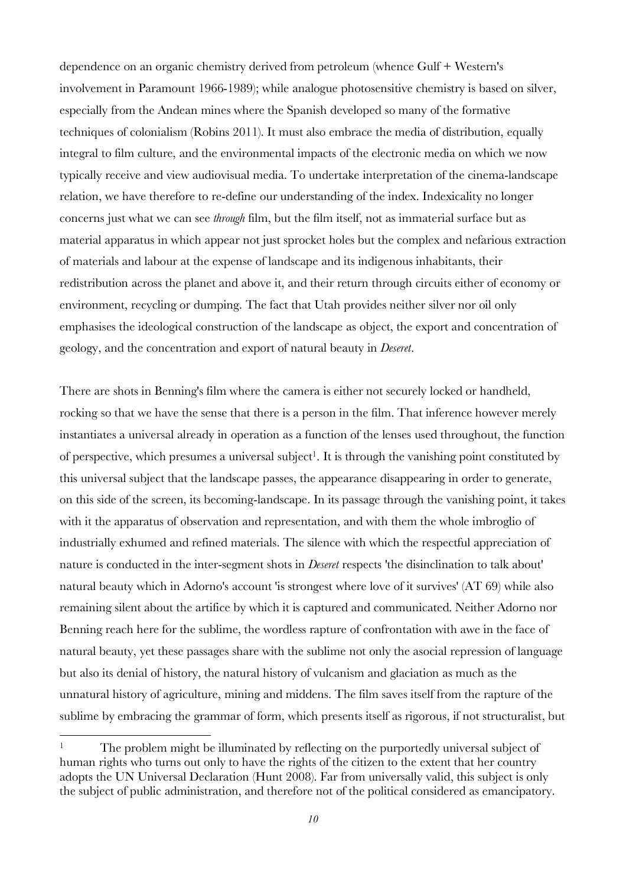dependence on an organic chemistry derived from petroleum (whence Gulf + Western's involvement in Paramount 1966-1989); while analogue photosensitive chemistry is based on silver, especially from the Andean mines where the Spanish developed so many of the formative techniques of colonialism (Robins 2011). It must also embrace the media of distribution, equally integral to film culture, and the environmental impacts of the electronic media on which we now typically receive and view audiovisual media. To undertake interpretation of the cinema-landscape relation, we have therefore to re-define our understanding of the index. Indexicality no longer concerns just what we can see *through* film, but the film itself, not as immaterial surface but as material apparatus in which appear not just sprocket holes but the complex and nefarious extraction of materials and labour at the expense of landscape and its indigenous inhabitants, their redistribution across the planet and above it, and their return through circuits either of economy or environment, recycling or dumping. The fact that Utah provides neither silver nor oil only emphasises the ideological construction of the landscape as object, the export and concentration of geology, and the concentration and export of natural beauty in *Deseret*.

There are shots in Benning's film where the camera is either not securely locked or handheld, rocking so that we have the sense that there is a person in the film. That inference however merely instantiates a universal already in operation as a function of the lenses used throughout, the function of perspective, which presumes a universal subject[1]. It is through the vanishing point constituted by this universal subject that the landscape passes, the appearance disappearing in order to generate, on this side of the screen, its becoming-landscape. In its passage through the vanishing point, it takes with it the apparatus of observation and representation, and with them the whole imbroglio of industrially exhumed and refined materials. The silence with which the respectful appreciation of nature is conducted in the inter-segment shots in *Deseret* respects 'the disinclination to talk about' natural beauty which in Adorno's account 'is strongest where love of it survives' (AT 69) while also remaining silent about the artifice by which it is captured and communicated. Neither Adorno nor Benning reach here for the sublime, the wordless rapture of confrontation with awe in the face of natural beauty, yet these passages share with the sublime not only the asocial repression of language but also its denial of history, the natural history of vulcanism and glaciation as much as the unnatural history of agriculture, mining and middens. The film saves itself from the rapture of the sublime by embracing the grammar of form, which presents itself as rigorous, if not structuralist, but

[1] The problem might be illuminated by reflecting on the purportedly universal subject of human rights who turns out only to have the rights of the citizen to the extent that her country adopts the UN Universal Declaration (Hunt 2008). Far from universally valid, this subject is only the subject of public administration, and therefore not of the political considered as emancipatory.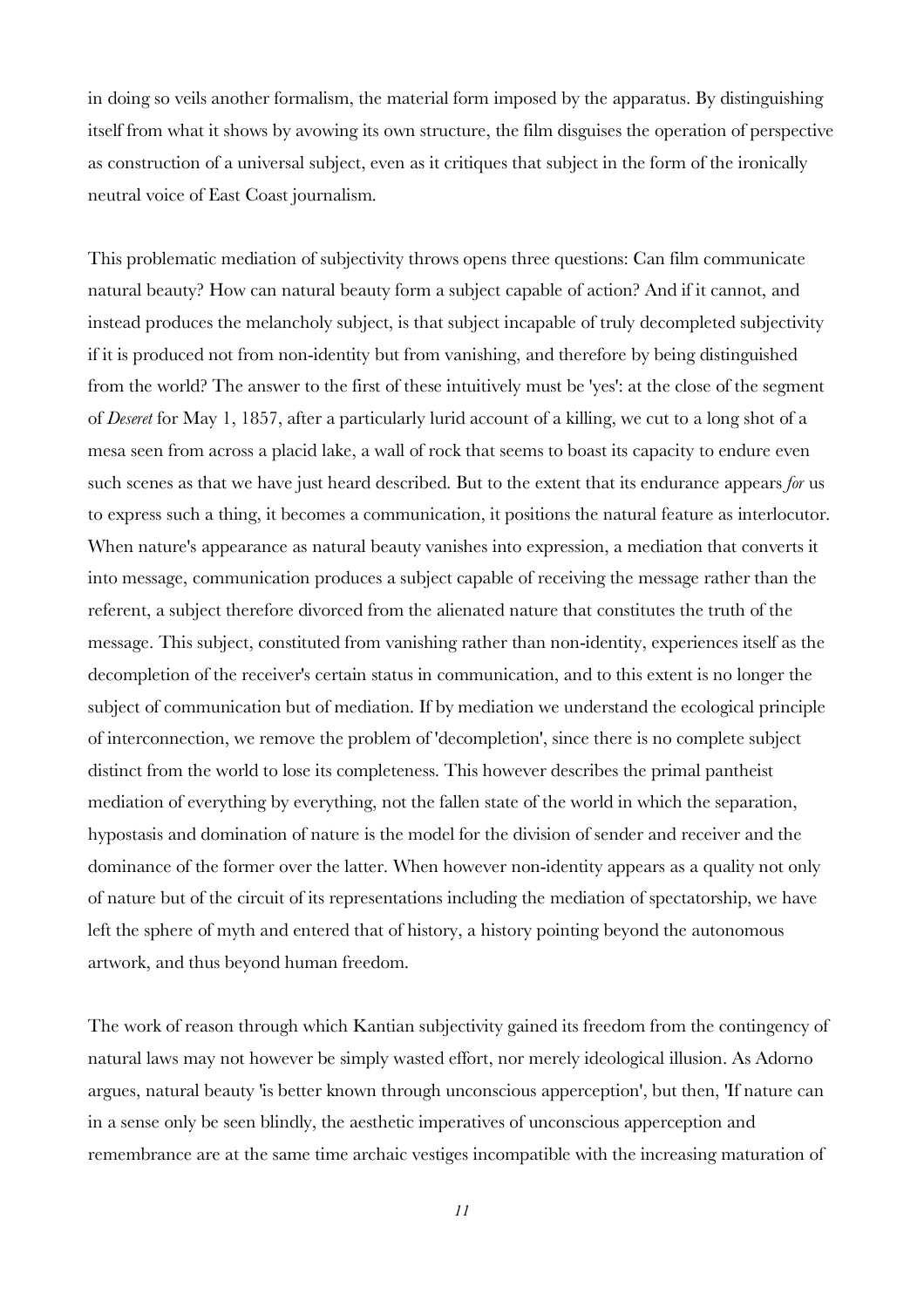in doing so veils another formalism, the material form imposed by the apparatus. By distinguishing itself from what it shows by avowing its own structure, the film disguises the operation of perspective as construction of a universal subject, even as it critiques that subject in the form of the ironically neutral voice of East Coast journalism.

This problematic mediation of subjectivity throws opens three questions: Can film communicate natural beauty? How can natural beauty form a subject capable of action? And if it cannot, and instead produces the melancholy subject, is that subject incapable of truly decompleted subjectivity if it is produced not from non-identity but from vanishing, and therefore by being distinguished from the world? The answer to the first of these intuitively must be 'yes': at the close of the segment of *Deseret* for May 1, 1857, after a particularly lurid account of a killing, we cut to a long shot of a mesa seen from across a placid lake, a wall of rock that seems to boast its capacity to endure even such scenes as that we have just heard described. But to the extent that its endurance appears *for* us to express such a thing, it becomes a communication, it positions the natural feature as interlocutor. When nature's appearance as natural beauty vanishes into expression, a mediation that converts it into message, communication produces a subject capable of receiving the message rather than the referent, a subject therefore divorced from the alienated nature that constitutes the truth of the message. This subject, constituted from vanishing rather than non-identity, experiences itself as the decompletion of the receiver's certain status in communication, and to this extent is no longer the subject of communication but of mediation. If by mediation we understand the ecological principle of interconnection, we remove the problem of 'decompletion', since there is no complete subject distinct from the world to lose its completeness. This however describes the primal pantheist mediation of everything by everything, not the fallen state of the world in which the separation, hypostasis and domination of nature is the model for the division of sender and receiver and the dominance of the former over the latter. When however non-identity appears as a quality not only of nature but of the circuit of its representations including the mediation of spectatorship, we have left the sphere of myth and entered that of history, a history pointing beyond the autonomous artwork, and thus beyond human freedom.

The work of reason through which Kantian subjectivity gained its freedom from the contingency of natural laws may not however be simply wasted effort, nor merely ideological illusion. As Adorno argues, natural beauty 'is better known through unconscious apperception', but then, 'If nature can in a sense only be seen blindly, the aesthetic imperatives of unconscious apperception and remembrance are at the same time archaic vestiges incompatible with the increasing maturation of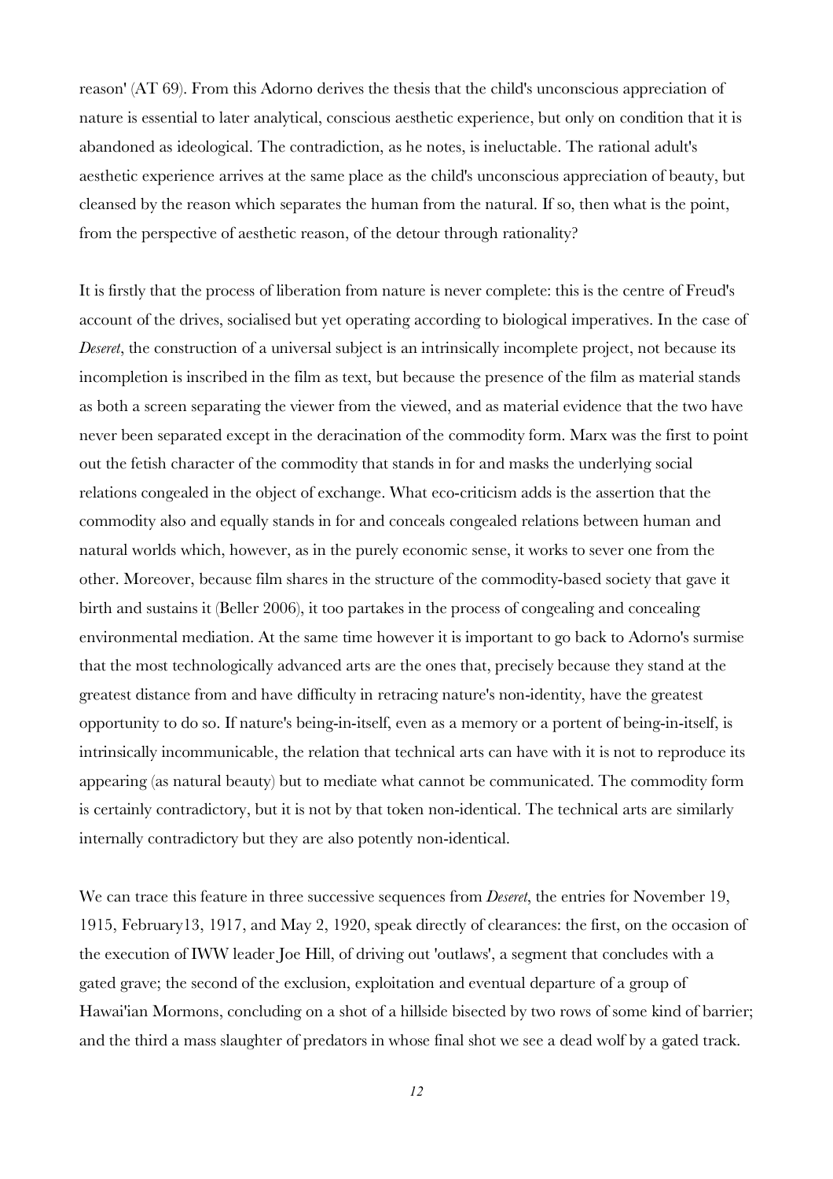reason' (AT 69). From this Adorno derives the thesis that the child's unconscious appreciation of nature is essential to later analytical, conscious aesthetic experience, but only on condition that it is abandoned as ideological. The contradiction, as he notes, is ineluctable. The rational adult's aesthetic experience arrives at the same place as the child's unconscious appreciation of beauty, but cleansed by the reason which separates the human from the natural. If so, then what is the point, from the perspective of aesthetic reason, of the detour through rationality?

It is firstly that the process of liberation from nature is never complete: this is the centre of Freud's account of the drives, socialised but yet operating according to biological imperatives. In the case of *Deseret*, the construction of a universal subject is an intrinsically incomplete project, not because its incompletion is inscribed in the film as text, but because the presence of the film as material stands as both a screen separating the viewer from the viewed, and as material evidence that the two have never been separated except in the deracination of the commodity form. Marx was the first to point out the fetish character of the commodity that stands in for and masks the underlying social relations congealed in the object of exchange. What eco-criticism adds is the assertion that the commodity also and equally stands in for and conceals congealed relations between human and natural worlds which, however, as in the purely economic sense, it works to sever one from the other. Moreover, because film shares in the structure of the commodity-based society that gave it birth and sustains it (Beller 2006), it too partakes in the process of congealing and concealing environmental mediation. At the same time however it is important to go back to Adorno's surmise that the most technologically advanced arts are the ones that, precisely because they stand at the greatest distance from and have difficulty in retracing nature's non-identity, have the greatest opportunity to do so. If nature's being-in-itself, even as a memory or a portent of being-in-itself, is intrinsically incommunicable, the relation that technical arts can have with it is not to reproduce its appearing (as natural beauty) but to mediate what cannot be communicated. The commodity form is certainly contradictory, but it is not by that token non-identical. The technical arts are similarly internally contradictory but they are also potently non-identical.

We can trace this feature in three successive sequences from *Deseret*, the entries for November 19, 1915, February13, 1917, and May 2, 1920, speak directly of clearances: the first, on the occasion of the execution of IWW leader Joe Hill, of driving out 'outlaws', a segment that concludes with a gated grave; the second of the exclusion, exploitation and eventual departure of a group of Hawai'ian Mormons, concluding on a shot of a hillside bisected by two rows of some kind of barrier; and the third a mass slaughter of predators in whose final shot we see a dead wolf by a gated track.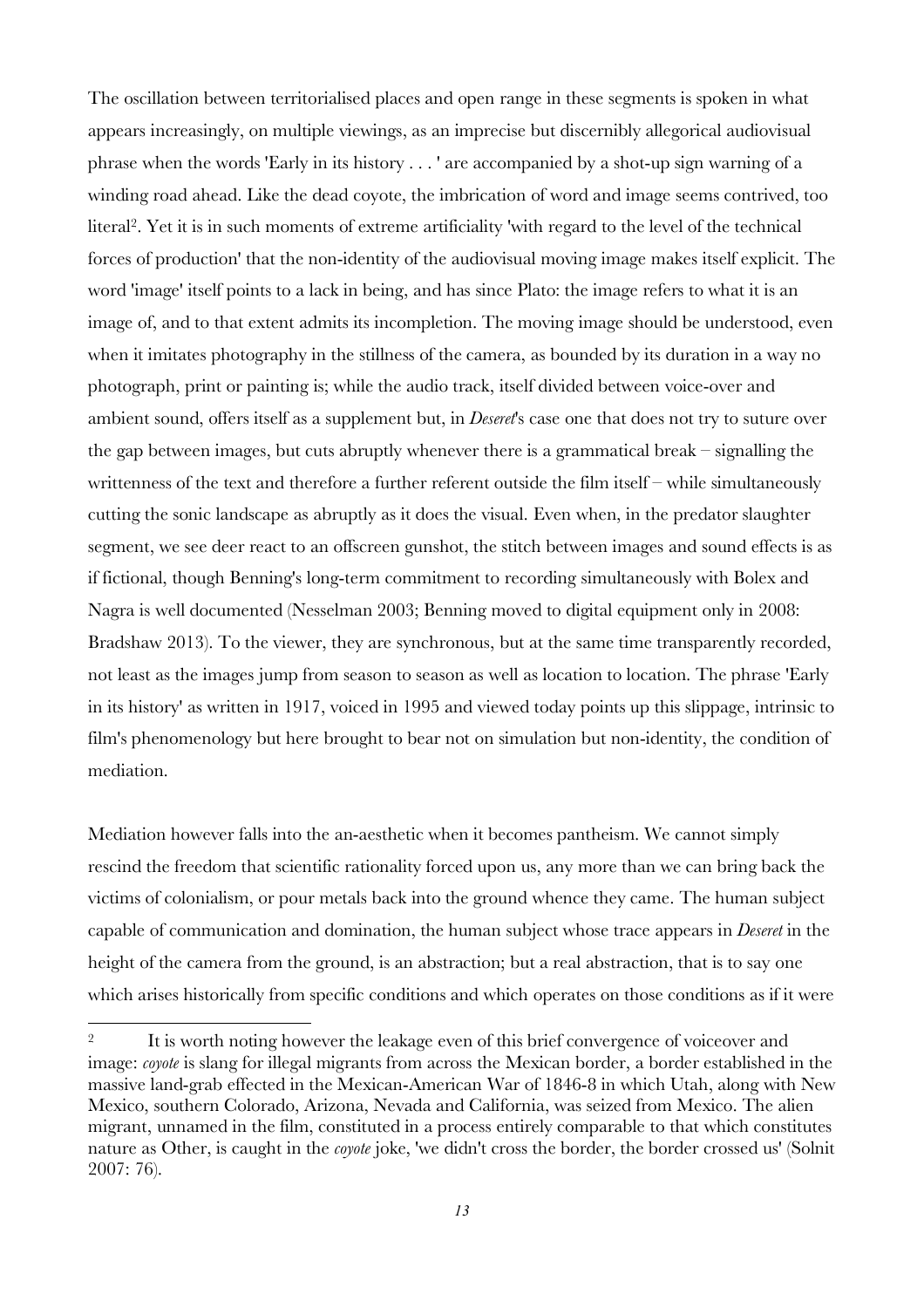The oscillation between territorialised places and open range in these segments is spoken in what appears increasingly, on multiple viewings, as an imprecise but discernibly allegorical audiovisual phrase when the words 'Early in its history . . . ' are accompanied by a shot-up sign warning of a winding road ahead. Like the dead coyote, the imbrication of word and image seems contrived, too literal[2]. Yet it is in such moments of extreme artificiality 'with regard to the level of the technical forces of production' that the non-identity of the audiovisual moving image makes itself explicit. The word 'image' itself points to a lack in being, and has since Plato: the image refers to what it is an image of, and to that extent admits its incompletion. The moving image should be understood, even when it imitates photography in the stillness of the camera, as bounded by its duration in a way no photograph, print or painting is; while the audio track, itself divided between voice-over and ambient sound, offers itself as a supplement but, in *Deseret*'s case one that does not try to suture over the gap between images, but cuts abruptly whenever there is a grammatical break – signalling the writtenness of the text and therefore a further referent outside the film itself – while simultaneously cutting the sonic landscape as abruptly as it does the visual. Even when, in the predator slaughter segment, we see deer react to an offscreen gunshot, the stitch between images and sound effects is as if fictional, though Benning's long-term commitment to recording simultaneously with Bolex and Nagra is well documented (Nesselman 2003; Benning moved to digital equipment only in 2008: Bradshaw 2013). To the viewer, they are synchronous, but at the same time transparently recorded, not least as the images jump from season to season as well as location to location. The phrase 'Early in its history' as written in 1917, voiced in 1995 and viewed today points up this slippage, intrinsic to film's phenomenology but here brought to bear not on simulation but non-identity, the condition of mediation.

Mediation however falls into the an-aesthetic when it becomes pantheism. We cannot simply rescind the freedom that scientific rationality forced upon us, any more than we can bring back the victims of colonialism, or pour metals back into the ground whence they came. The human subject capable of communication and domination, the human subject whose trace appears in *Deseret* in the height of the camera from the ground, is an abstraction; but a real abstraction, that is to say one which arises historically from specific conditions and which operates on those conditions as if it were

[2] It is worth noting however the leakage even of this brief convergence of voiceover and image: *coyote* is slang for illegal migrants from across the Mexican border, a border established in the massive land-grab effected in the Mexican-American War of 1846-8 in which Utah, along with New Mexico, southern Colorado, Arizona, Nevada and California, was seized from Mexico. The alien migrant, unnamed in the film, constituted in a process entirely comparable to that which constitutes nature as Other, is caught in the *coyote* joke, 'we didn't cross the border, the border crossed us' (Solnit 2007: 76).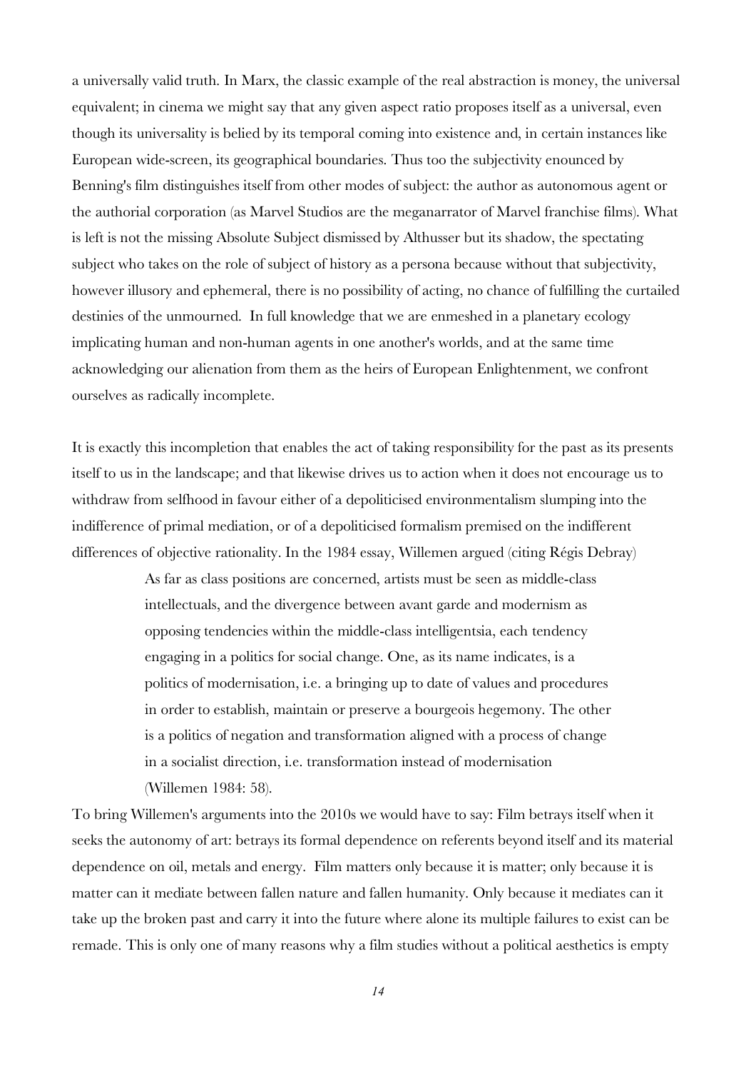a universally valid truth. In Marx, the classic example of the real abstraction is money, the universal equivalent; in cinema we might say that any given aspect ratio proposes itself as a universal, even though its universality is belied by its temporal coming into existence and, in certain instances like European wide-screen, its geographical boundaries. Thus too the subjectivity enounced by Benning's film distinguishes itself from other modes of subject: the author as autonomous agent or the authorial corporation (as Marvel Studios are the meganarrator of Marvel franchise films). What is left is not the missing Absolute Subject dismissed by Althusser but its shadow, the spectating subject who takes on the role of subject of history as a persona because without that subjectivity, however illusory and ephemeral, there is no possibility of acting, no chance of fulfilling the curtailed destinies of the unmourned. In full knowledge that we are enmeshed in a planetary ecology implicating human and non-human agents in one another's worlds, and at the same time acknowledging our alienation from them as the heirs of European Enlightenment, we confront ourselves as radically incomplete.

It is exactly this incompletion that enables the act of taking responsibility for the past as its presents itself to us in the landscape; and that likewise drives us to action when it does not encourage us to withdraw from selfhood in favour either of a depoliticised environmentalism slumping into the indifference of primal mediation, or of a depoliticised formalism premised on the indifferent differences of objective rationality. In the 1984 essay, Willemen argued (citing Régis Debray)

> As far as class positions are concerned, artists must be seen as middle-class intellectuals, and the divergence between avant garde and modernism as opposing tendencies within the middle-class intelligentsia, each tendency engaging in a politics for social change. One, as its name indicates, is a politics of modernisation, i.e. a bringing up to date of values and procedures in order to establish, maintain or preserve a bourgeois hegemony. The other is a politics of negation and transformation aligned with a process of change in a socialist direction, i.e. transformation instead of modernisation (Willemen 1984: 58).

To bring Willemen's arguments into the 2010s we would have to say: Film betrays itself when it seeks the autonomy of art: betrays its formal dependence on referents beyond itself and its material dependence on oil, metals and energy. Film matters only because it is matter; only because it is matter can it mediate between fallen nature and fallen humanity. Only because it mediates can it take up the broken past and carry it into the future where alone its multiple failures to exist can be remade. This is only one of many reasons why a film studies without a political aesthetics is empty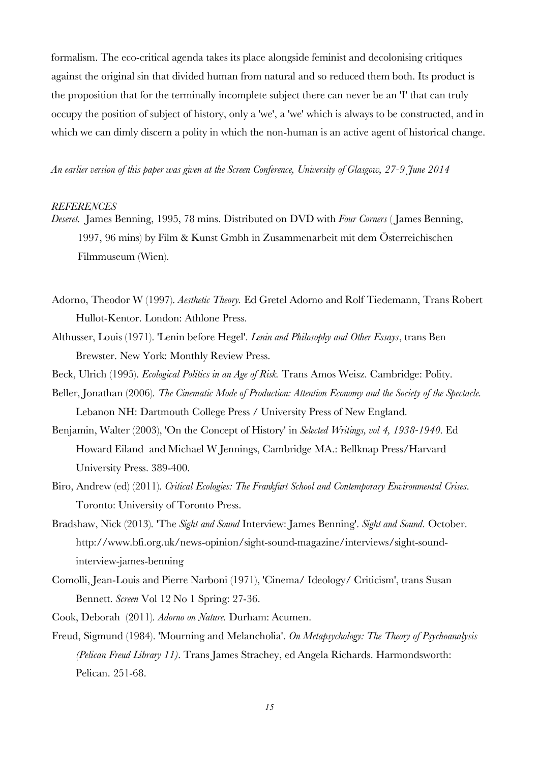formalism. The eco-critical agenda takes its place alongside feminist and decolonising critiques against the original sin that divided human from natural and so reduced them both. Its product is the proposition that for the terminally incomplete subject there can never be an 'I' that can truly occupy the position of subject of history, only a 'we', a 'we' which is always to be constructed, and in which we can dimly discern a polity in which the non-human is an active agent of historical change.

*An earlier version of this paper was given at the Screen Conference, University of Glasgow, 27-9 June 2014*

*REFERENCES*

*Deseret.* James Benning, 1995, 78 mins. Distributed on DVD with *Four Corners* ( James Benning, 1997, 96 mins) by Film & Kunst Gmbh in Zusammenarbeit mit dem Österreichischen Filmmuseum (Wien).

Adorno, Theodor W (1997). *Aesthetic Theory.* Ed Gretel Adorno and Rolf Tiedemann, Trans Robert Hullot-Kentor. London: Athlone Press.

Althusser, Louis (1971). 'Lenin before Hegel'. *Lenin and Philosophy and Other Essays*, trans Ben Brewster. New York: Monthly Review Press.

Beck, Ulrich (1995). *Ecological Politics in an Age of Risk.* Trans Amos Weisz. Cambridge: Polity.

Beller, Jonathan (2006). *The Cinematic Mode of Production: Attention Economy and the Society of the Spectacle.* Lebanon NH: Dartmouth College Press / University Press of New England.

Benjamin, Walter (2003), 'On the Concept of History' in *Selected Writings, vol 4, 1938-1940*. Ed Howard Eiland and Michael W Jennings, Cambridge MA.: Bellknap Press/Harvard University Press. 389-400.

Biro, Andrew (ed) (2011). *Critical Ecologies: The Frankfurt School and Contemporary Environmental Crises*. Toronto: University of Toronto Press.

Bradshaw, Nick (2013). 'The *Sight and Sound* Interview: James Benning'. *Sight and Sound*. October. http://www.bfi.org.uk/news-opinion/sight-sound-magazine/interviews/sight-sound-interview-james-benning

Comolli, Jean-Louis and Pierre Narboni (1971), 'Cinema/ Ideology/ Criticism', trans Susan Bennett. *Screen* Vol 12 No 1 Spring: 27-36.

Cook, Deborah (2011). *Adorno on Nature.* Durham: Acumen.

Freud, Sigmund (1984). 'Mourning and Melancholia'. *On Metapsychology: The Theory of Psychoanalysis (Pelican Freud Library 11)*. Trans James Strachey, ed Angela Richards. Harmondsworth: Pelican. 251-68.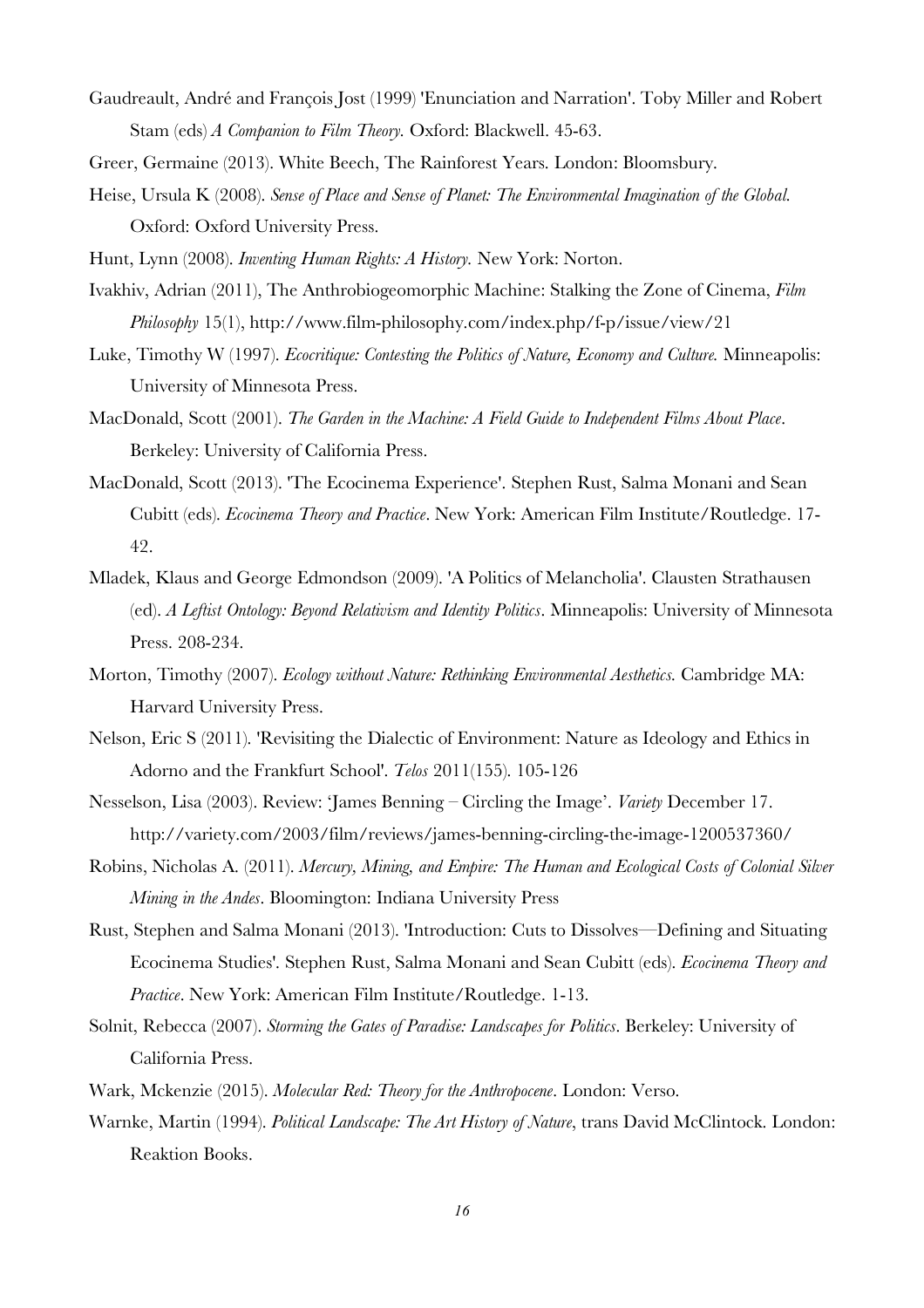Gaudreault, André and François Jost (1999) 'Enunciation and Narration'. Toby Miller and Robert Stam (eds) *A Companion to Film Theory.* Oxford: Blackwell. 45-63.

Greer, Germaine (2013). White Beech, The Rainforest Years. London: Bloomsbury.

Heise, Ursula K (2008). *Sense of Place and Sense of Planet: The Environmental Imagination of the Global.* Oxford: Oxford University Press.

Hunt, Lynn (2008). *Inventing Human Rights: A History.* New York: Norton.

Ivakhiv, Adrian (2011), The Anthrobiogeomorphic Machine: Stalking the Zone of Cinema, *Film Philosophy* 15(1), http://www.film-philosophy.com/index.php/f-p/issue/view/21

Luke, Timothy W (1997). *Ecocritique: Contesting the Politics of Nature, Economy and Culture.* Minneapolis: University of Minnesota Press.

MacDonald, Scott (2001). *The Garden in the Machine: A Field Guide to Independent Films About Place*. Berkeley: University of California Press.

MacDonald, Scott (2013). 'The Ecocinema Experience'. Stephen Rust, Salma Monani and Sean Cubitt (eds). *Ecocinema Theory and Practice*. New York: American Film Institute/Routledge. 17-42.

Mladek, Klaus and George Edmondson (2009). 'A Politics of Melancholia'. Clausten Strathausen (ed). *A Leftist Ontology: Beyond Relativism and Identity Politics*. Minneapolis: University of Minnesota Press. 208-234.

Morton, Timothy (2007). *Ecology without Nature: Rethinking Environmental Aesthetics.* Cambridge MA: Harvard University Press.

Nelson, Eric S (2011). 'Revisiting the Dialectic of Environment: Nature as Ideology and Ethics in Adorno and the Frankfurt School'. *Telos* 2011(155). 105-126

Nesselson, Lisa (2003). Review: 'James Benning – Circling the Image'. *Variety* December 17. http://variety.com/2003/film/reviews/james-benning-circling-the-image-1200537360/

Robins, Nicholas A. (2011). *Mercury, Mining, and Empire: The Human and Ecological Costs of Colonial Silver Mining in the Andes*. Bloomington: Indiana University Press

Rust, Stephen and Salma Monani (2013). 'Introduction: Cuts to Dissolves—Defining and Situating Ecocinema Studies'. Stephen Rust, Salma Monani and Sean Cubitt (eds). *Ecocinema Theory and Practice*. New York: American Film Institute/Routledge. 1-13.

Solnit, Rebecca (2007). *Storming the Gates of Paradise: Landscapes for Politics*. Berkeley: University of California Press.

Wark, Mckenzie (2015). *Molecular Red: Theory for the Anthropocene*. London: Verso.

Warnke, Martin (1994). *Political Landscape: The Art History of Nature*, trans David McClintock. London: Reaktion Books.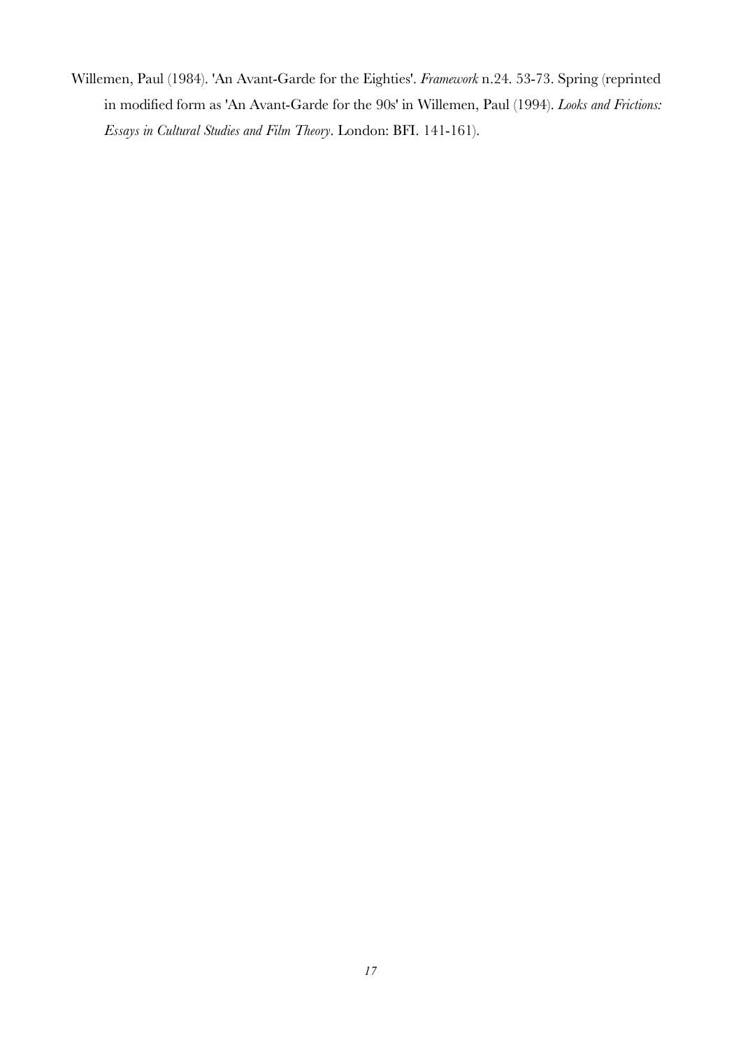Willemen, Paul (1984). 'An Avant-Garde for the Eighties'. *Framework* n.24. 53-73. Spring (reprinted in modified form as 'An Avant-Garde for the 90s' in Willemen, Paul (1994). *Looks and Frictions: Essays in Cultural Studies and Film Theory*. London: BFI. 141-161).